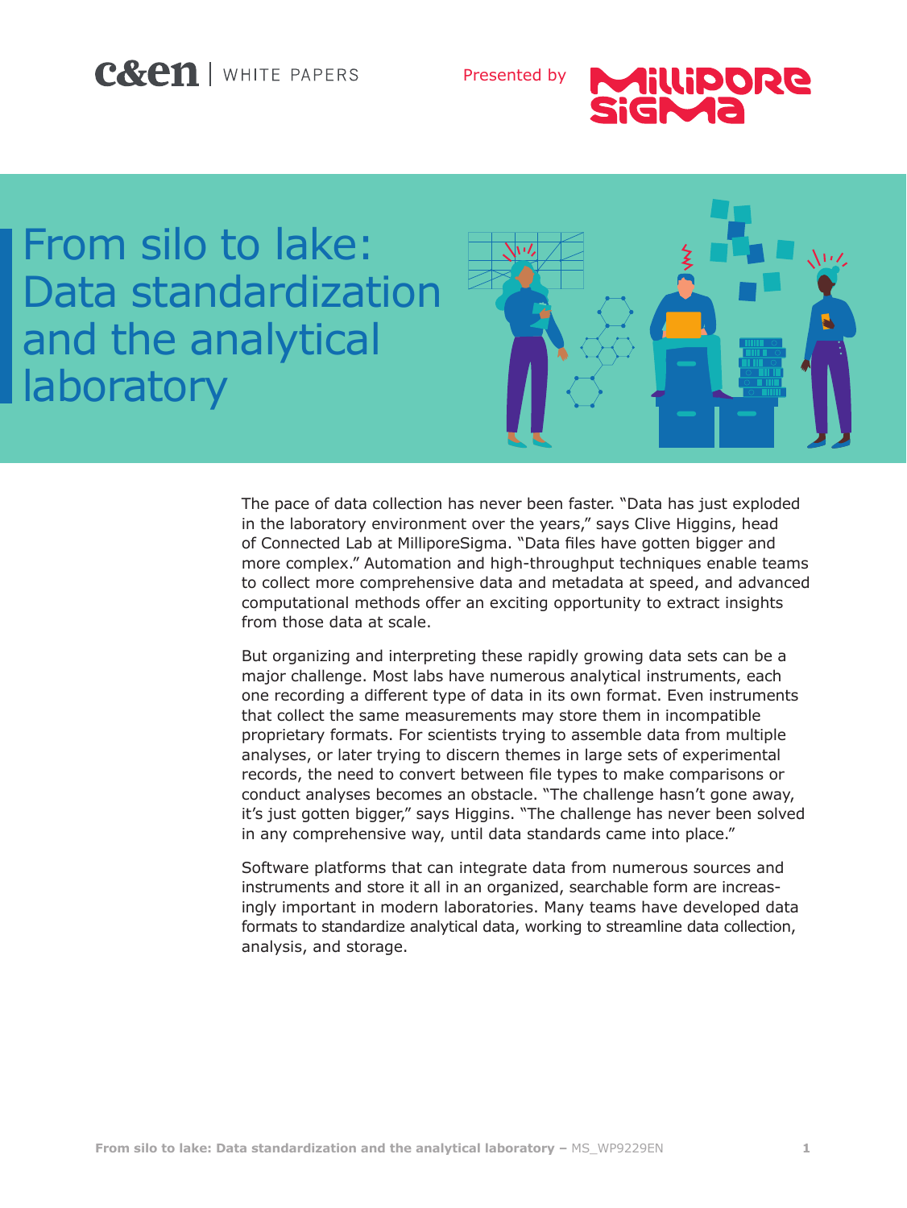c&en | WHITE PAPERS

Presented by MilliporeSigma

# From silo to lake: Data standardization and the analytical laboratory

The pace of data collection has never been faster. "Data has just exploded in the laboratory environment over the years," says Clive Higgins, head of Connected Lab at MilliporeSigma. "Data files have gotten bigger and more complex." Automation and high-throughput techniques enable teams to collect more comprehensive data and metadata at speed, and advanced computational methods offer an exciting opportunity to extract insights from those data at scale.

But organizing and interpreting these rapidly growing data sets can be a major challenge. Most labs have numerous analytical instruments, each one recording a different type of data in its own format. Even instruments that collect the same measurements may store them in incompatible proprietary formats. For scientists trying to assemble data from multiple analyses, or later trying to discern themes in large sets of experimental records, the need to convert between file types to make comparisons or conduct analyses becomes an obstacle. "The challenge hasn't gone away, it's just gotten bigger," says Higgins. "The challenge has never been solved in any comprehensive way, until data standards came into place."

Software platforms that can integrate data from numerous sources and instruments and store it all in an organized, searchable form are increasingly important in modern laboratories. Many teams have developed data formats to standardize analytical data, working to streamline data collection, analysis, and storage.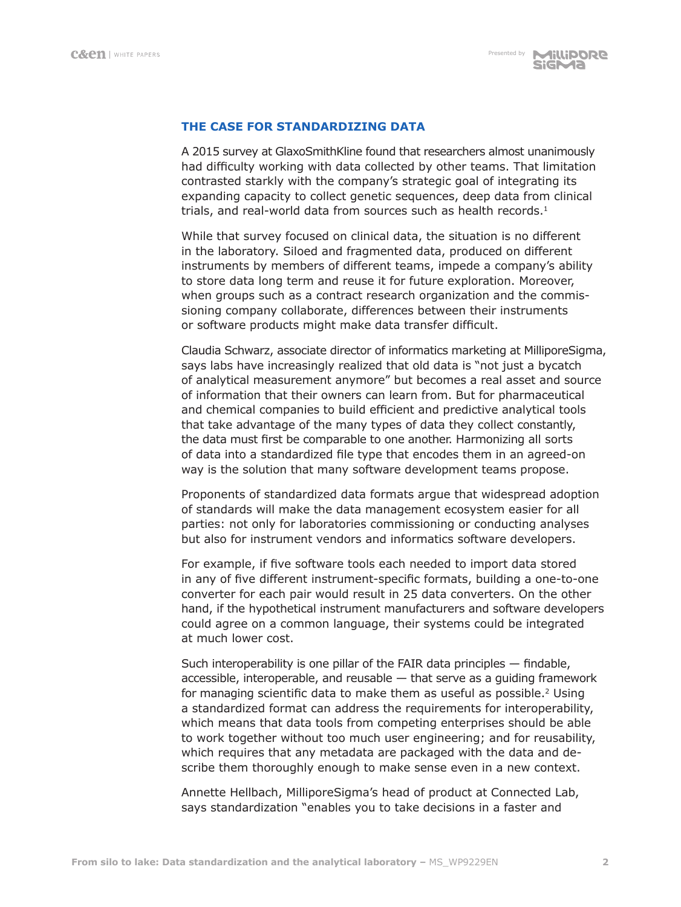## THE CASE FOR STANDARDIZING DATA

A 2015 survey at GlaxoSmithKline found that researchers almost unanimously had difficulty working with data collected by other teams. That limitation contrasted starkly with the company's strategic goal of integrating its expanding capacity to collect genetic sequences, deep data from clinical trials, and real-world data from sources such as health records.[1]

While that survey focused on clinical data, the situation is no different in the laboratory. Siloed and fragmented data, produced on different instruments by members of different teams, impede a company's ability to store data long term and reuse it for future exploration. Moreover, when groups such as a contract research organization and the commissioning company collaborate, differences between their instruments or software products might make data transfer difficult.

Claudia Schwarz, associate director of informatics marketing at MilliporeSigma, says labs have increasingly realized that old data is "not just a bycatch of analytical measurement anymore" but becomes a real asset and source of information that their owners can learn from. But for pharmaceutical and chemical companies to build efficient and predictive analytical tools that take advantage of the many types of data they collect constantly, the data must first be comparable to one another. Harmonizing all sorts of data into a standardized file type that encodes them in an agreed-on way is the solution that many software development teams propose.

Proponents of standardized data formats argue that widespread adoption of standards will make the data management ecosystem easier for all parties: not only for laboratories commissioning or conducting analyses but also for instrument vendors and informatics software developers.

For example, if five software tools each needed to import data stored in any of five different instrument-specific formats, building a one-to-one converter for each pair would result in 25 data converters. On the other hand, if the hypothetical instrument manufacturers and software developers could agree on a common language, their systems could be integrated at much lower cost.

Such interoperability is one pillar of the FAIR data principles — findable, accessible, interoperable, and reusable — that serve as a guiding framework for managing scientific data to make them as useful as possible.[2] Using a standardized format can address the requirements for interoperability, which means that data tools from competing enterprises should be able to work together without too much user engineering; and for reusability, which requires that any metadata are packaged with the data and describe them thoroughly enough to make sense even in a new context.

Annette Hellbach, MilliporeSigma's head of product at Connected Lab, says standardization "enables you to take decisions in a faster and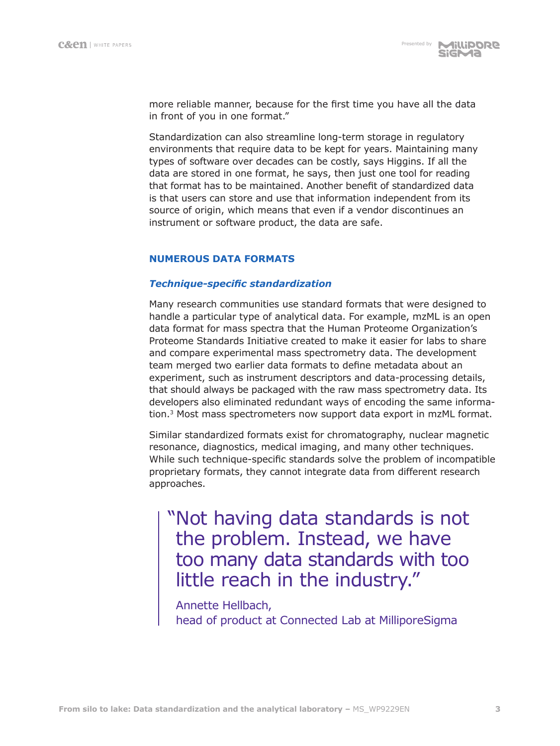more reliable manner, because for the first time you have all the data in front of you in one format."

Standardization can also streamline long-term storage in regulatory environments that require data to be kept for years. Maintaining many types of software over decades can be costly, says Higgins. If all the data are stored in one format, he says, then just one tool for reading that format has to be maintained. Another benefit of standardized data is that users can store and use that information independent from its source of origin, which means that even if a vendor discontinues an instrument or software product, the data are safe.

## NUMEROUS DATA FORMATS

### *Technique-specific standardization*

Many research communities use standard formats that were designed to handle a particular type of analytical data. For example, mzML is an open data format for mass spectra that the Human Proteome Organization's Proteome Standards Initiative created to make it easier for labs to share and compare experimental mass spectrometry data. The development team merged two earlier data formats to define metadata about an experiment, such as instrument descriptors and data-processing details, that should always be packaged with the raw mass spectrometry data. Its developers also eliminated redundant ways of encoding the same information.[3] Most mass spectrometers now support data export in mzML format.

Similar standardized formats exist for chromatography, nuclear magnetic resonance, diagnostics, medical imaging, and many other techniques. While such technique-specific standards solve the problem of incompatible proprietary formats, they cannot integrate data from different research approaches.

> "Not having data standards is not the problem. Instead, we have too many data standards with too little reach in the industry."
>
> Annette Hellbach,
> head of product at Connected Lab at MilliporeSigma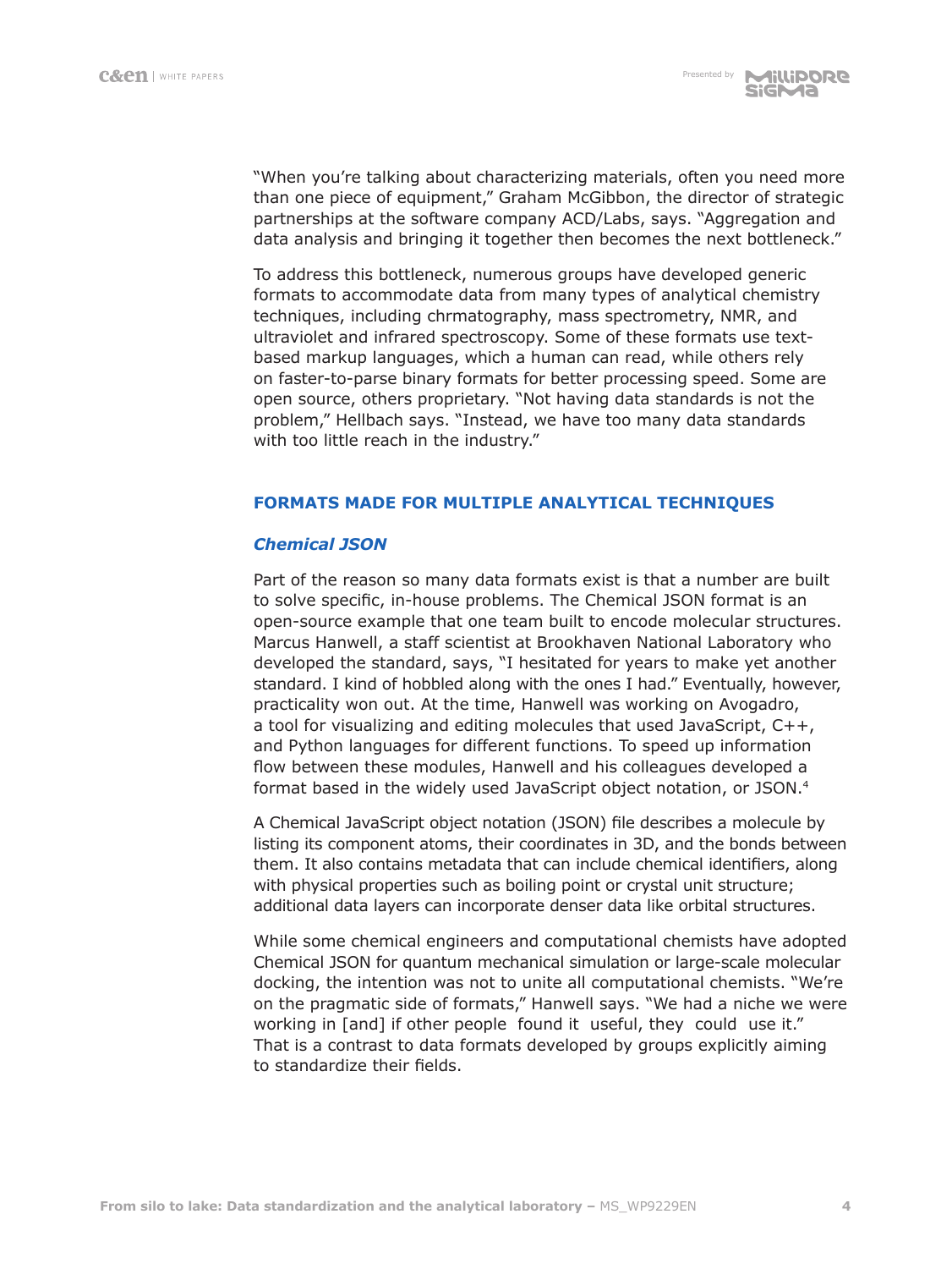"When you're talking about characterizing materials, often you need more than one piece of equipment," Graham McGibbon, the director of strategic partnerships at the software company ACD/Labs, says. "Aggregation and data analysis and bringing it together then becomes the next bottleneck."

To address this bottleneck, numerous groups have developed generic formats to accommodate data from many types of analytical chemistry techniques, including chrmatography, mass spectrometry, NMR, and ultraviolet and infrared spectroscopy. Some of these formats use text-based markup languages, which a human can read, while others rely on faster-to-parse binary formats for better processing speed. Some are open source, others proprietary. "Not having data standards is not the problem," Hellbach says. "Instead, we have too many data standards with too little reach in the industry."

## FORMATS MADE FOR MULTIPLE ANALYTICAL TECHNIQUES

### *Chemical JSON*

Part of the reason so many data formats exist is that a number are built to solve specific, in-house problems. The Chemical JSON format is an open-source example that one team built to encode molecular structures. Marcus Hanwell, a staff scientist at Brookhaven National Laboratory who developed the standard, says, "I hesitated for years to make yet another standard. I kind of hobbled along with the ones I had." Eventually, however, practicality won out. At the time, Hanwell was working on Avogadro, a tool for visualizing and editing molecules that used JavaScript, C++, and Python languages for different functions. To speed up information flow between these modules, Hanwell and his colleagues developed a format based in the widely used JavaScript object notation, or JSON.[4]

A Chemical JavaScript object notation (JSON) file describes a molecule by listing its component atoms, their coordinates in 3D, and the bonds between them. It also contains metadata that can include chemical identifiers, along with physical properties such as boiling point or crystal unit structure; additional data layers can incorporate denser data like orbital structures.

While some chemical engineers and computational chemists have adopted Chemical JSON for quantum mechanical simulation or large-scale molecular docking, the intention was not to unite all computational chemists. "We're on the pragmatic side of formats," Hanwell says. "We had a niche we were working in [and] if other people found it useful, they could use it." That is a contrast to data formats developed by groups explicitly aiming to standardize their fields.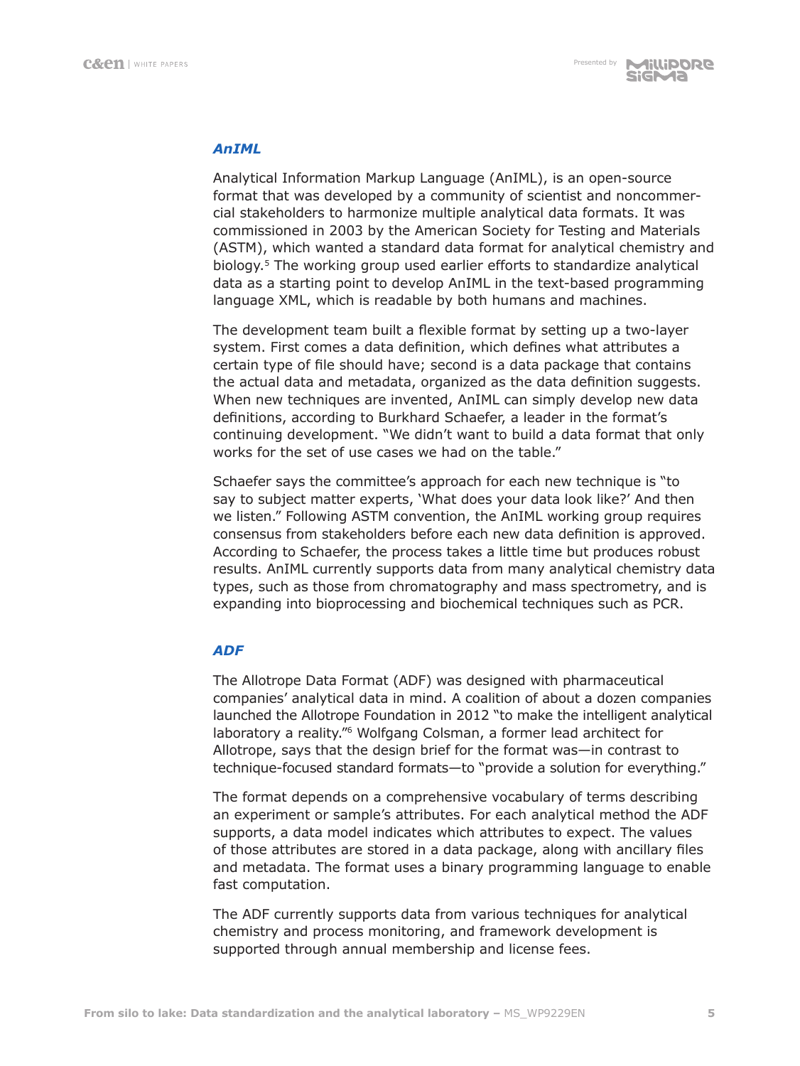### *AnIML*

Analytical Information Markup Language (AnIML), is an open-source format that was developed by a community of scientist and noncommercial stakeholders to harmonize multiple analytical data formats. It was commissioned in 2003 by the American Society for Testing and Materials (ASTM), which wanted a standard data format for analytical chemistry and biology.[5] The working group used earlier efforts to standardize analytical data as a starting point to develop AnIML in the text-based programming language XML, which is readable by both humans and machines.

The development team built a flexible format by setting up a two-layer system. First comes a data definition, which defines what attributes a certain type of file should have; second is a data package that contains the actual data and metadata, organized as the data definition suggests. When new techniques are invented, AnIML can simply develop new data definitions, according to Burkhard Schaefer, a leader in the format's continuing development. "We didn't want to build a data format that only works for the set of use cases we had on the table."

Schaefer says the committee's approach for each new technique is "to say to subject matter experts, 'What does your data look like?' And then we listen." Following ASTM convention, the AnIML working group requires consensus from stakeholders before each new data definition is approved. According to Schaefer, the process takes a little time but produces robust results. AnIML currently supports data from many analytical chemistry data types, such as those from chromatography and mass spectrometry, and is expanding into bioprocessing and biochemical techniques such as PCR.

### *ADF*

The Allotrope Data Format (ADF) was designed with pharmaceutical companies' analytical data in mind. A coalition of about a dozen companies launched the Allotrope Foundation in 2012 "to make the intelligent analytical laboratory a reality."[6] Wolfgang Colsman, a former lead architect for Allotrope, says that the design brief for the format was—in contrast to technique-focused standard formats—to "provide a solution for everything."

The format depends on a comprehensive vocabulary of terms describing an experiment or sample's attributes. For each analytical method the ADF supports, a data model indicates which attributes to expect. The values of those attributes are stored in a data package, along with ancillary files and metadata. The format uses a binary programming language to enable fast computation.

The ADF currently supports data from various techniques for analytical chemistry and process monitoring, and framework development is supported through annual membership and license fees.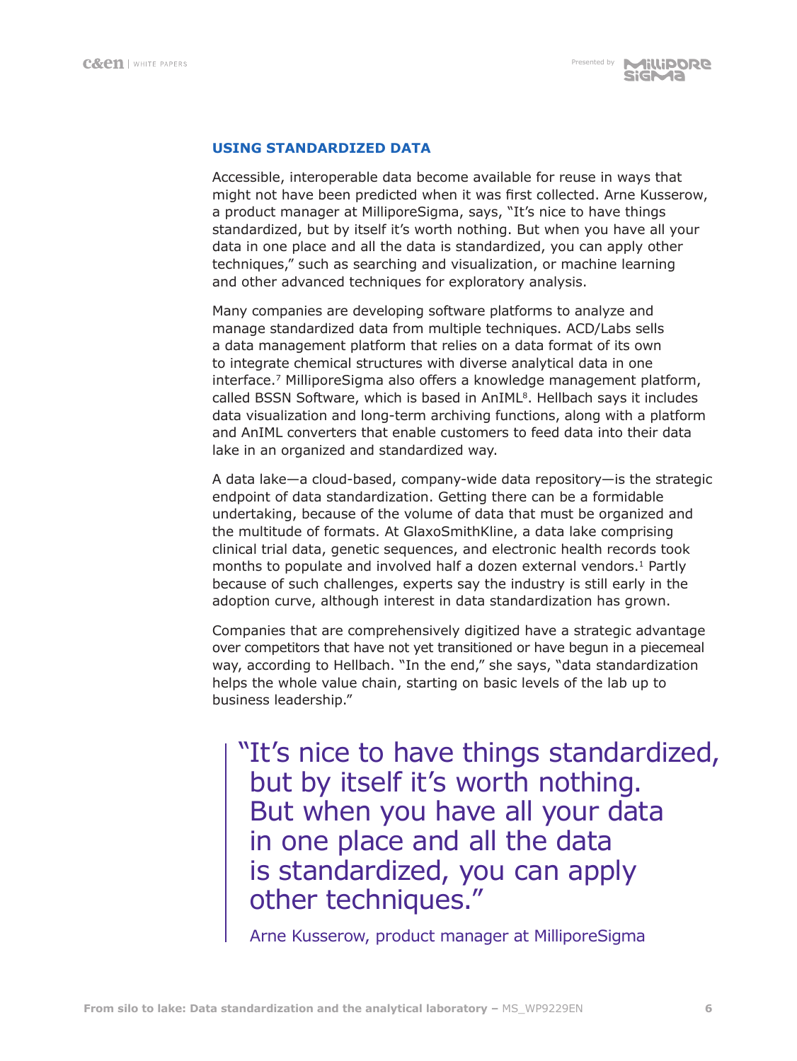## USING STANDARDIZED DATA

Accessible, interoperable data become available for reuse in ways that might not have been predicted when it was first collected. Arne Kusserow, a product manager at MilliporeSigma, says, "It's nice to have things standardized, but by itself it's worth nothing. But when you have all your data in one place and all the data is standardized, you can apply other techniques," such as searching and visualization, or machine learning and other advanced techniques for exploratory analysis.

Many companies are developing software platforms to analyze and manage standardized data from multiple techniques. ACD/Labs sells a data management platform that relies on a data format of its own to integrate chemical structures with diverse analytical data in one interface.[7] MilliporeSigma also offers a knowledge management platform, called BSSN Software, which is based in AnIML[8]. Hellbach says it includes data visualization and long-term archiving functions, along with a platform and AnIML converters that enable customers to feed data into their data lake in an organized and standardized way.

A data lake—a cloud-based, company-wide data repository—is the strategic endpoint of data standardization. Getting there can be a formidable undertaking, because of the volume of data that must be organized and the multitude of formats. At GlaxoSmithKline, a data lake comprising clinical trial data, genetic sequences, and electronic health records took months to populate and involved half a dozen external vendors.[1] Partly because of such challenges, experts say the industry is still early in the adoption curve, although interest in data standardization has grown.

Companies that are comprehensively digitized have a strategic advantage over competitors that have not yet transitioned or have begun in a piecemeal way, according to Hellbach. "In the end," she says, "data standardization helps the whole value chain, starting on basic levels of the lab up to business leadership."

> "It's nice to have things standardized, but by itself it's worth nothing. But when you have all your data in one place and all the data is standardized, you can apply other techniques."
>
> Arne Kusserow, product manager at MilliporeSigma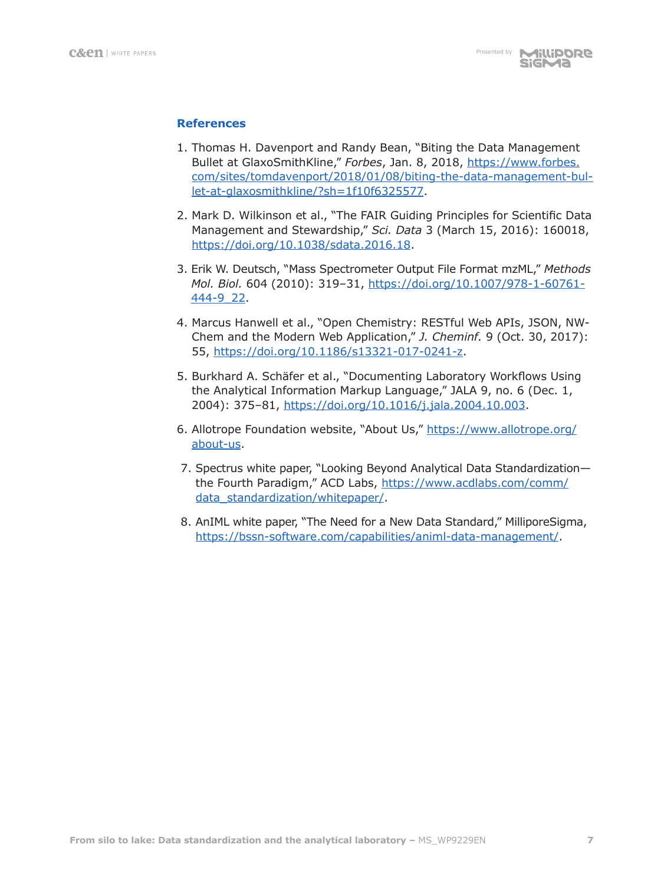## References

1. Thomas H. Davenport and Randy Bean, "Biting the Data Management Bullet at GlaxoSmithKline," *Forbes*, Jan. 8, 2018, https://www.forbes.com/sites/tomdavenport/2018/01/08/biting-the-data-management-bullet-at-glaxosmithkline/?sh=1f10f6325577.

2. Mark D. Wilkinson et al., "The FAIR Guiding Principles for Scientific Data Management and Stewardship," *Sci. Data* 3 (March 15, 2016): 160018, https://doi.org/10.1038/sdata.2016.18.

3. Erik W. Deutsch, "Mass Spectrometer Output File Format mzML," *Methods Mol. Biol.* 604 (2010): 319–31, https://doi.org/10.1007/978-1-60761-444-9_22.

4. Marcus Hanwell et al., "Open Chemistry: RESTful Web APIs, JSON, NWChem and the Modern Web Application," *J. Cheminf.* 9 (Oct. 30, 2017): 55, https://doi.org/10.1186/s13321-017-0241-z.

5. Burkhard A. Schäfer et al., "Documenting Laboratory Workflows Using the Analytical Information Markup Language," JALA 9, no. 6 (Dec. 1, 2004): 375–81, https://doi.org/10.1016/j.jala.2004.10.003.

6. Allotrope Foundation website, "About Us," https://www.allotrope.org/about-us.

7. Spectrus white paper, "Looking Beyond Analytical Data Standardization—the Fourth Paradigm," ACD Labs, https://www.acdlabs.com/comm/data_standardization/whitepaper/.

8. AnIML white paper, "The Need for a New Data Standard," MilliporeSigma, https://bssn-software.com/capabilities/animl-data-management/.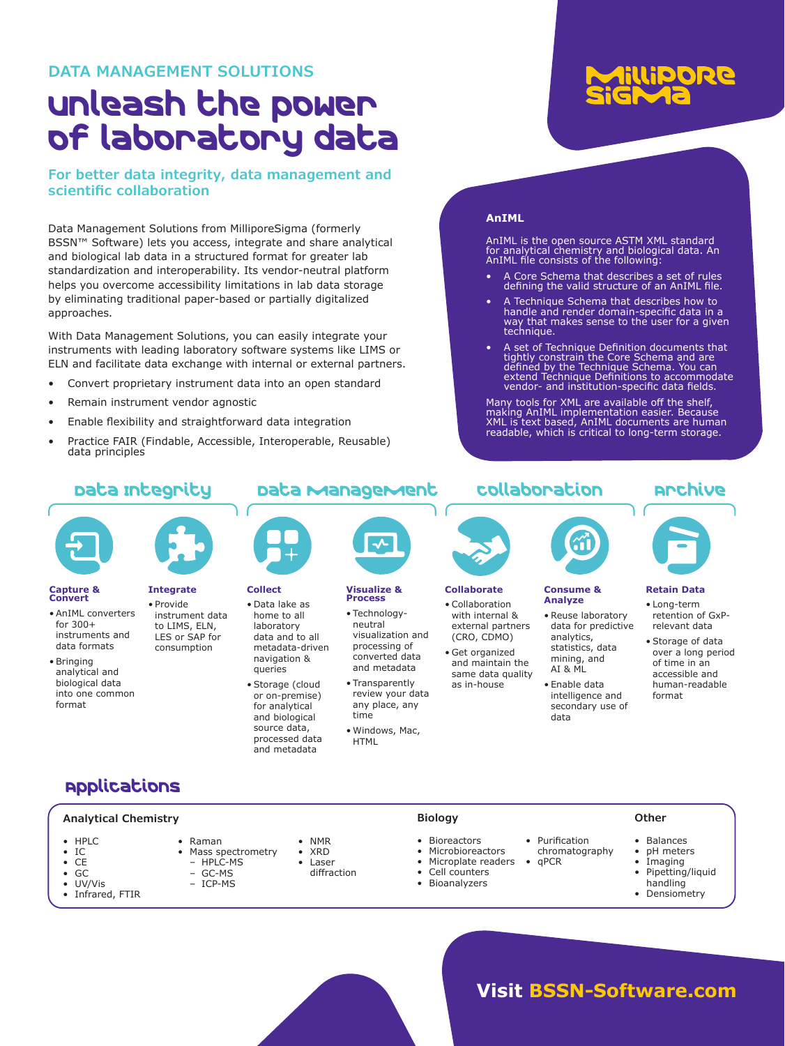DATA MANAGEMENT SOLUTIONS

# unleash the power of laboratory data

**For better data integrity, data management and scientific collaboration**

MilliporeSigma

Data Management Solutions from MilliporeSigma (formerly BSSN™ Software) lets you access, integrate and share analytical and biological lab data in a structured format for greater lab standardization and interoperability. Its vendor-neutral platform helps you overcome accessibility limitations in lab data storage by eliminating traditional paper-based or partially digitalized approaches.

With Data Management Solutions, you can easily integrate your instruments with leading laboratory software systems like LIMS or ELN and facilitate data exchange with internal or external partners.

- Convert proprietary instrument data into an open standard
- Remain instrument vendor agnostic
- Enable flexibility and straightforward data integration
- Practice FAIR (Findable, Accessible, Interoperable, Reusable) data principles

### AnIML

AnIML is the open source ASTM XML standard for analytical chemistry and biological data. An AnIML file consists of the following:

- A Core Schema that describes a set of rules defining the valid structure of an AnIML file.
- A Technique Schema that describes how to handle and render domain-specific data in a way that makes sense to the user for a given technique.
- A set of Technique Definition documents that tightly constrain the Core Schema and are defined by the Technique Schema. You can extend Technique Definitions to accommodate vendor- and institution-specific data fields.

Many tools for XML are available off the shelf, making AnIML implementation easier. Because XML is text based, AnIML documents are human readable, which is critical to long-term storage.

## Data Integrity

**Capture & Convert**

- AnIML converters for 300+ instruments and data formats
- Bringing analytical and biological data into one common format

**Integrate**

- Provide instrument data to LIMS, ELN, LES or SAP for consumption

## Data Management

**Collect**

- Data lake as home to all laboratory data and to all metadata-driven navigation & queries
- Storage (cloud or on-premise) for analytical and biological source data, processed data and metadata

**Visualize & Process**

- Technology-neutral visualization and processing of converted data and metadata
- Transparently review your data any place, any time
- Windows, Mac, HTML

## Collaboration

**Collaborate**

- Collaboration with internal & external partners (CRO, CDMO)
- Get organized and maintain the same data quality as in-house

**Consume & Analyze**

- Reuse laboratory data for predictive analytics, statistics, data mining, and AI & ML
- Enable data intelligence and secondary use of data

## Archive

**Retain Data**

- Long-term retention of GxP-relevant data
- Storage of data over a long period of time in an accessible and human-readable format

## Applications

**Analytical Chemistry**

- HPLC
- IC
- CE
- GC
- UV/Vis
- Infrared, FTIR
- Raman
- Mass spectrometry
  - HPLC-MS
  - GC-MS
  - ICP-MS
- NMR
- XRD
- Laser diffraction

**Biology**

- Bioreactors
- Microbioreactors
- Microplate readers
- Cell counters
- Bioanalyzers
- Purification chromatography
- qPCR

**Other**

- Balances
- pH meters
- Imaging
- Pipetting/liquid handling
- Densiometry

**Visit BSSN-Software.com**